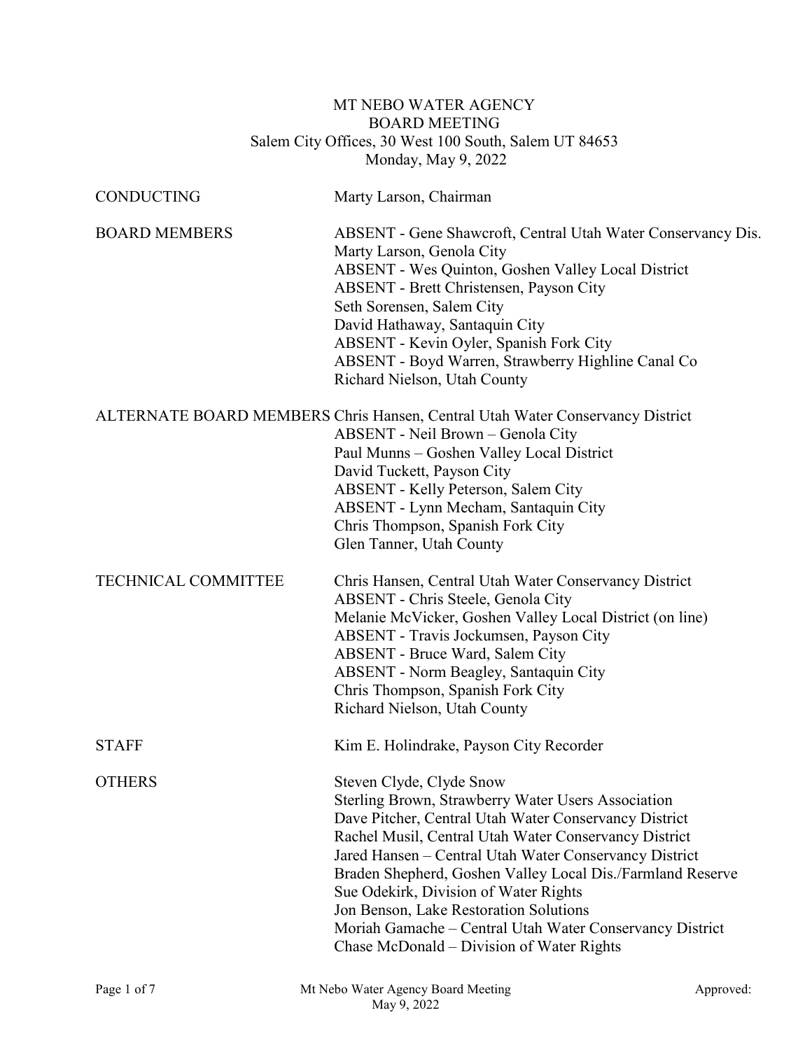MT NEBO WATER AGENCY
BOARD MEETING
Salem City Offices, 30 West 100 South, Salem UT 84653
Monday, May 9, 2022

| | |
|---|---|
| CONDUCTING | Marty Larson, Chairman |
| BOARD MEMBERS | ABSENT - Gene Shawcroft, Central Utah Water Conservancy Dis.<br>Marty Larson, Genola City<br>ABSENT - Wes Quinton, Goshen Valley Local District<br>ABSENT - Brett Christensen, Payson City<br>Seth Sorensen, Salem City<br>David Hathaway, Santaquin City<br>ABSENT - Kevin Oyler, Spanish Fork City<br>ABSENT - Boyd Warren, Strawberry Highline Canal Co<br>Richard Nielson, Utah County |
| ALTERNATE BOARD MEMBERS | Chris Hansen, Central Utah Water Conservancy District<br>ABSENT - Neil Brown – Genola City<br>Paul Munns – Goshen Valley Local District<br>David Tuckett, Payson City<br>ABSENT - Kelly Peterson, Salem City<br>ABSENT - Lynn Mecham, Santaquin City<br>Chris Thompson, Spanish Fork City<br>Glen Tanner, Utah County |
| TECHNICAL COMMITTEE | Chris Hansen, Central Utah Water Conservancy District<br>ABSENT - Chris Steele, Genola City<br>Melanie McVicker, Goshen Valley Local District (on line)<br>ABSENT - Travis Jockumsen, Payson City<br>ABSENT - Bruce Ward, Salem City<br>ABSENT - Norm Beagley, Santaquin City<br>Chris Thompson, Spanish Fork City<br>Richard Nielson, Utah County |
| STAFF | Kim E. Holindrake, Payson City Recorder |
| OTHERS | Steven Clyde, Clyde Snow<br>Sterling Brown, Strawberry Water Users Association<br>Dave Pitcher, Central Utah Water Conservancy District<br>Rachel Musil, Central Utah Water Conservancy District<br>Jared Hansen – Central Utah Water Conservancy District<br>Braden Shepherd, Goshen Valley Local Dis./Farmland Reserve<br>Sue Odekirk, Division of Water Rights<br>Jon Benson, Lake Restoration Solutions<br>Moriah Gamache – Central Utah Water Conservancy District<br>Chase McDonald – Division of Water Rights |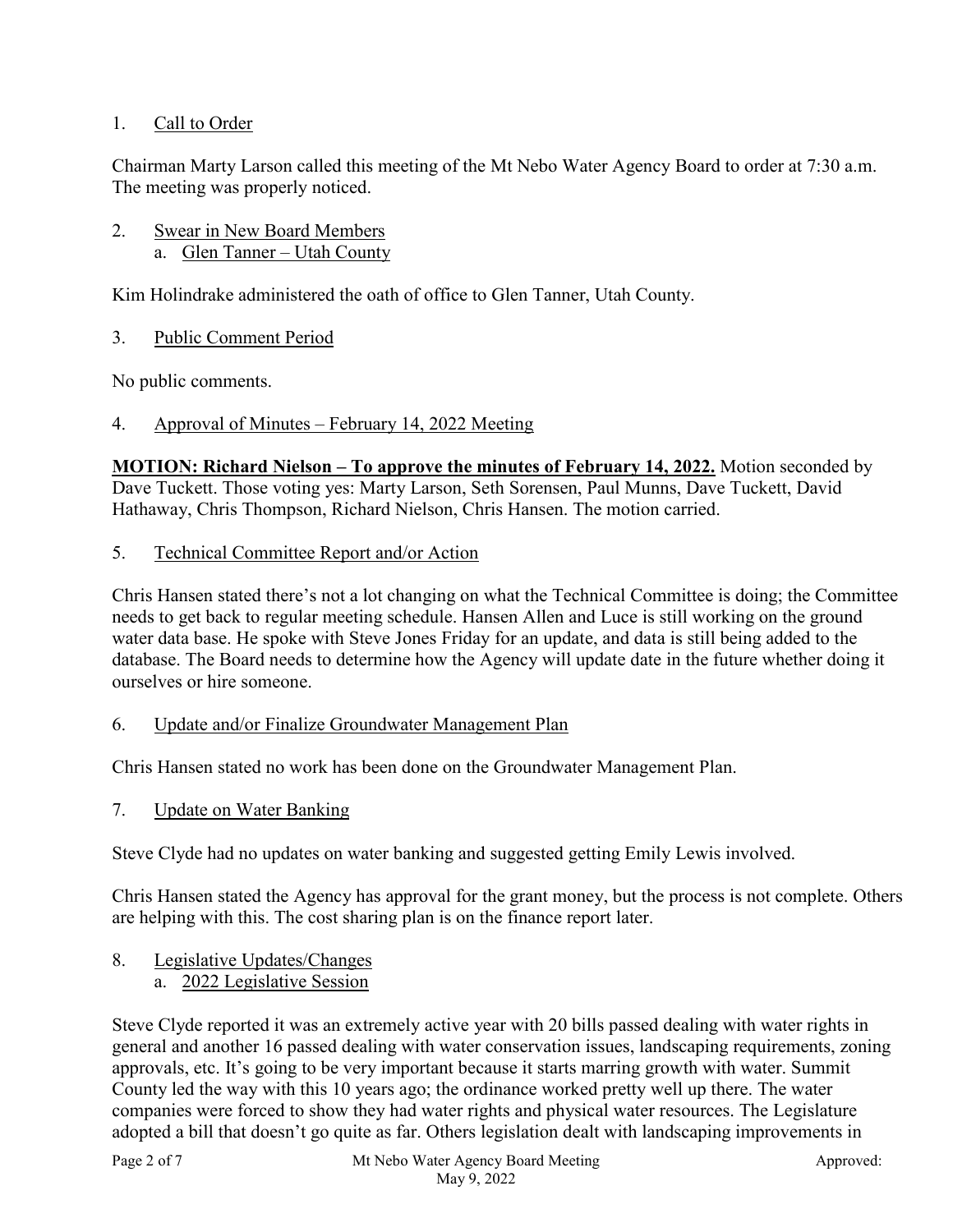1. Call to Order

Chairman Marty Larson called this meeting of the Mt Nebo Water Agency Board to order at 7:30 a.m. The meeting was properly noticed.

2. Swear in New Board Members
   a. Glen Tanner – Utah County

Kim Holindrake administered the oath of office to Glen Tanner, Utah County.

3. Public Comment Period

No public comments.

4. Approval of Minutes – February 14, 2022 Meeting

**MOTION: Richard Nielson – To approve the minutes of February 14, 2022.** Motion seconded by Dave Tuckett. Those voting yes: Marty Larson, Seth Sorensen, Paul Munns, Dave Tuckett, David Hathaway, Chris Thompson, Richard Nielson, Chris Hansen. The motion carried.

5. Technical Committee Report and/or Action

Chris Hansen stated there's not a lot changing on what the Technical Committee is doing; the Committee needs to get back to regular meeting schedule. Hansen Allen and Luce is still working on the ground water data base. He spoke with Steve Jones Friday for an update, and data is still being added to the database. The Board needs to determine how the Agency will update date in the future whether doing it ourselves or hire someone.

6. Update and/or Finalize Groundwater Management Plan

Chris Hansen stated no work has been done on the Groundwater Management Plan.

7. Update on Water Banking

Steve Clyde had no updates on water banking and suggested getting Emily Lewis involved.

Chris Hansen stated the Agency has approval for the grant money, but the process is not complete. Others are helping with this. The cost sharing plan is on the finance report later.

8. Legislative Updates/Changes
   a. 2022 Legislative Session

Steve Clyde reported it was an extremely active year with 20 bills passed dealing with water rights in general and another 16 passed dealing with water conservation issues, landscaping requirements, zoning approvals, etc. It's going to be very important because it starts marring growth with water. Summit County led the way with this 10 years ago; the ordinance worked pretty well up there. The water companies were forced to show they had water rights and physical water resources. The Legislature adopted a bill that doesn't go quite as far. Others legislation dealt with landscaping improvements in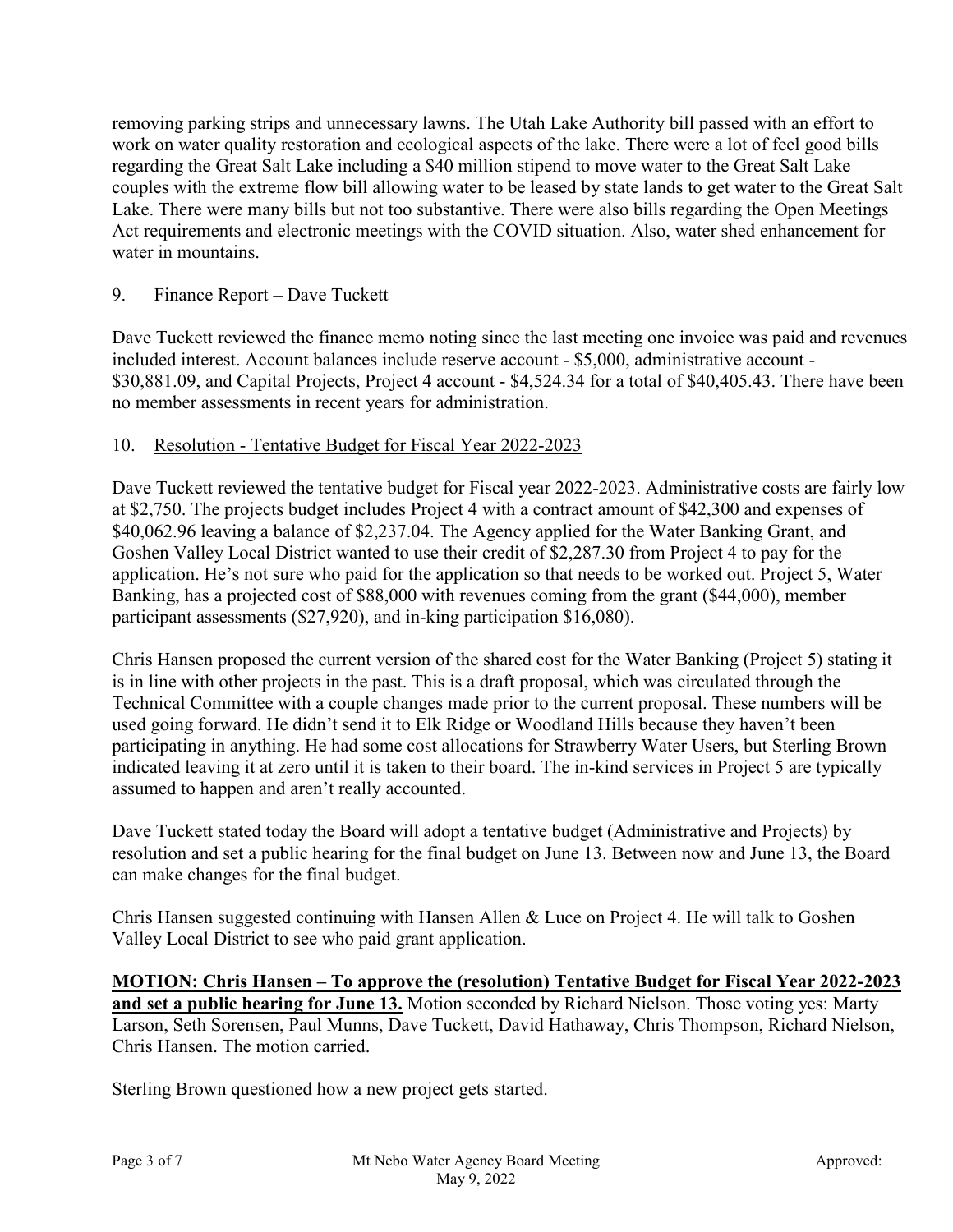removing parking strips and unnecessary lawns. The Utah Lake Authority bill passed with an effort to work on water quality restoration and ecological aspects of the lake. There were a lot of feel good bills regarding the Great Salt Lake including a $40 million stipend to move water to the Great Salt Lake couples with the extreme flow bill allowing water to be leased by state lands to get water to the Great Salt Lake. There were many bills but not too substantive. There were also bills regarding the Open Meetings Act requirements and electronic meetings with the COVID situation. Also, water shed enhancement for water in mountains.

9. Finance Report – Dave Tuckett

Dave Tuckett reviewed the finance memo noting since the last meeting one invoice was paid and revenues included interest. Account balances include reserve account - $5,000, administrative account - $30,881.09, and Capital Projects, Project 4 account - $4,524.34 for a total of $40,405.43. There have been no member assessments in recent years for administration.

10. <u>Resolution - Tentative Budget for Fiscal Year 2022-2023</u>

Dave Tuckett reviewed the tentative budget for Fiscal year 2022-2023. Administrative costs are fairly low at $2,750. The projects budget includes Project 4 with a contract amount of $42,300 and expenses of $40,062.96 leaving a balance of $2,237.04. The Agency applied for the Water Banking Grant, and Goshen Valley Local District wanted to use their credit of $2,287.30 from Project 4 to pay for the application. He's not sure who paid for the application so that needs to be worked out. Project 5, Water Banking, has a projected cost of $88,000 with revenues coming from the grant ($44,000), member participant assessments ($27,920), and in-king participation $16,080).

Chris Hansen proposed the current version of the shared cost for the Water Banking (Project 5) stating it is in line with other projects in the past. This is a draft proposal, which was circulated through the Technical Committee with a couple changes made prior to the current proposal. These numbers will be used going forward. He didn't send it to Elk Ridge or Woodland Hills because they haven't been participating in anything. He had some cost allocations for Strawberry Water Users, but Sterling Brown indicated leaving it at zero until it is taken to their board. The in-kind services in Project 5 are typically assumed to happen and aren't really accounted.

Dave Tuckett stated today the Board will adopt a tentative budget (Administrative and Projects) by resolution and set a public hearing for the final budget on June 13. Between now and June 13, the Board can make changes for the final budget.

Chris Hansen suggested continuing with Hansen Allen & Luce on Project 4. He will talk to Goshen Valley Local District to see who paid grant application.

**<u>MOTION: Chris Hansen – To approve the (resolution) Tentative Budget for Fiscal Year 2022-2023 and set a public hearing for June 13.</u>** Motion seconded by Richard Nielson. Those voting yes: Marty Larson, Seth Sorensen, Paul Munns, Dave Tuckett, David Hathaway, Chris Thompson, Richard Nielson, Chris Hansen. The motion carried.

Sterling Brown questioned how a new project gets started.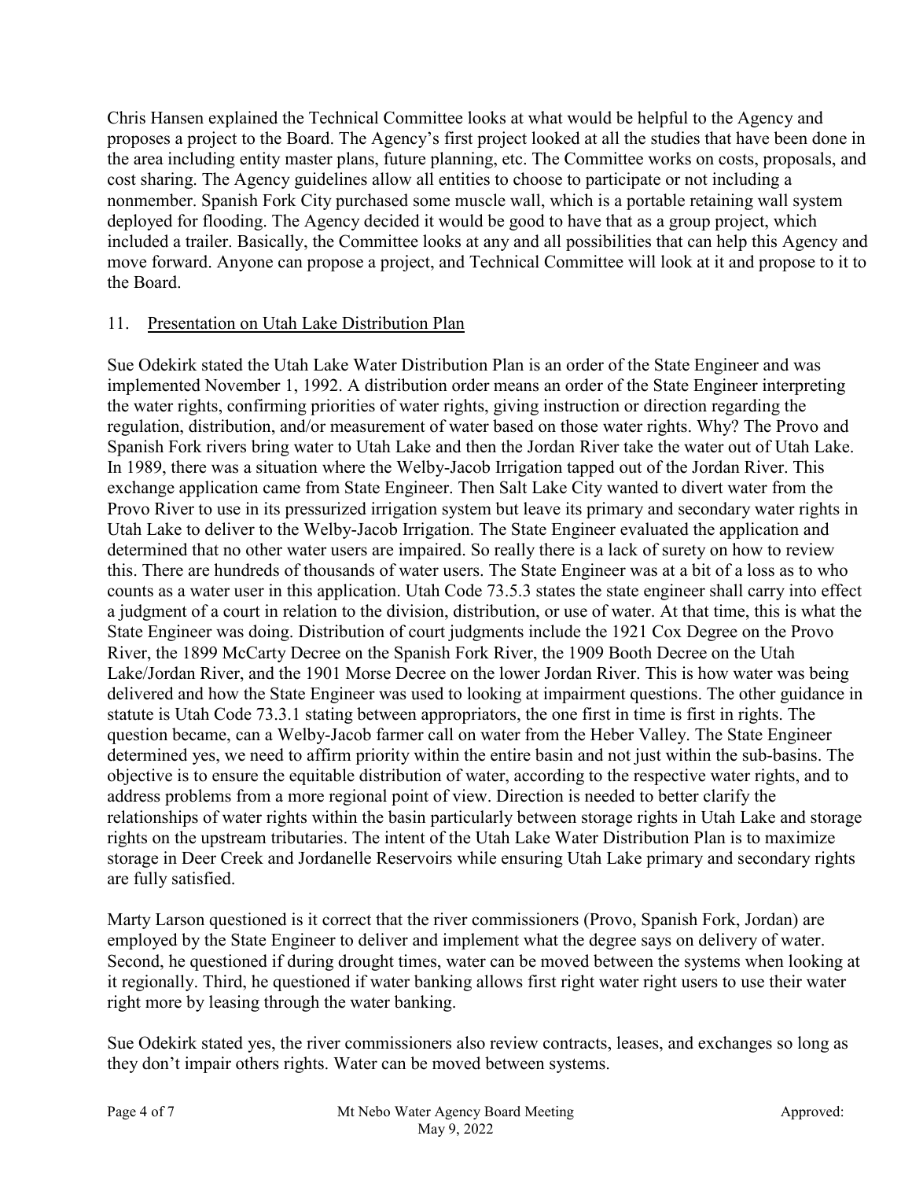Chris Hansen explained the Technical Committee looks at what would be helpful to the Agency and proposes a project to the Board. The Agency's first project looked at all the studies that have been done in the area including entity master plans, future planning, etc. The Committee works on costs, proposals, and cost sharing. The Agency guidelines allow all entities to choose to participate or not including a nonmember. Spanish Fork City purchased some muscle wall, which is a portable retaining wall system deployed for flooding. The Agency decided it would be good to have that as a group project, which included a trailer. Basically, the Committee looks at any and all possibilities that can help this Agency and move forward. Anyone can propose a project, and Technical Committee will look at it and propose to it to the Board.

11. <u>Presentation on Utah Lake Distribution Plan</u>

Sue Odekirk stated the Utah Lake Water Distribution Plan is an order of the State Engineer and was implemented November 1, 1992. A distribution order means an order of the State Engineer interpreting the water rights, confirming priorities of water rights, giving instruction or direction regarding the regulation, distribution, and/or measurement of water based on those water rights. Why? The Provo and Spanish Fork rivers bring water to Utah Lake and then the Jordan River take the water out of Utah Lake. In 1989, there was a situation where the Welby-Jacob Irrigation tapped out of the Jordan River. This exchange application came from State Engineer. Then Salt Lake City wanted to divert water from the Provo River to use in its pressurized irrigation system but leave its primary and secondary water rights in Utah Lake to deliver to the Welby-Jacob Irrigation. The State Engineer evaluated the application and determined that no other water users are impaired. So really there is a lack of surety on how to review this. There are hundreds of thousands of water users. The State Engineer was at a bit of a loss as to who counts as a water user in this application. Utah Code 73.5.3 states the state engineer shall carry into effect a judgment of a court in relation to the division, distribution, or use of water. At that time, this is what the State Engineer was doing. Distribution of court judgments include the 1921 Cox Degree on the Provo River, the 1899 McCarty Decree on the Spanish Fork River, the 1909 Booth Decree on the Utah Lake/Jordan River, and the 1901 Morse Decree on the lower Jordan River. This is how water was being delivered and how the State Engineer was used to looking at impairment questions. The other guidance in statute is Utah Code 73.3.1 stating between appropriators, the one first in time is first in rights. The question became, can a Welby-Jacob farmer call on water from the Heber Valley. The State Engineer determined yes, we need to affirm priority within the entire basin and not just within the sub-basins. The objective is to ensure the equitable distribution of water, according to the respective water rights, and to address problems from a more regional point of view. Direction is needed to better clarify the relationships of water rights within the basin particularly between storage rights in Utah Lake and storage rights on the upstream tributaries. The intent of the Utah Lake Water Distribution Plan is to maximize storage in Deer Creek and Jordanelle Reservoirs while ensuring Utah Lake primary and secondary rights are fully satisfied.

Marty Larson questioned is it correct that the river commissioners (Provo, Spanish Fork, Jordan) are employed by the State Engineer to deliver and implement what the degree says on delivery of water. Second, he questioned if during drought times, water can be moved between the systems when looking at it regionally. Third, he questioned if water banking allows first right water right users to use their water right more by leasing through the water banking.

Sue Odekirk stated yes, the river commissioners also review contracts, leases, and exchanges so long as they don't impair others rights. Water can be moved between systems.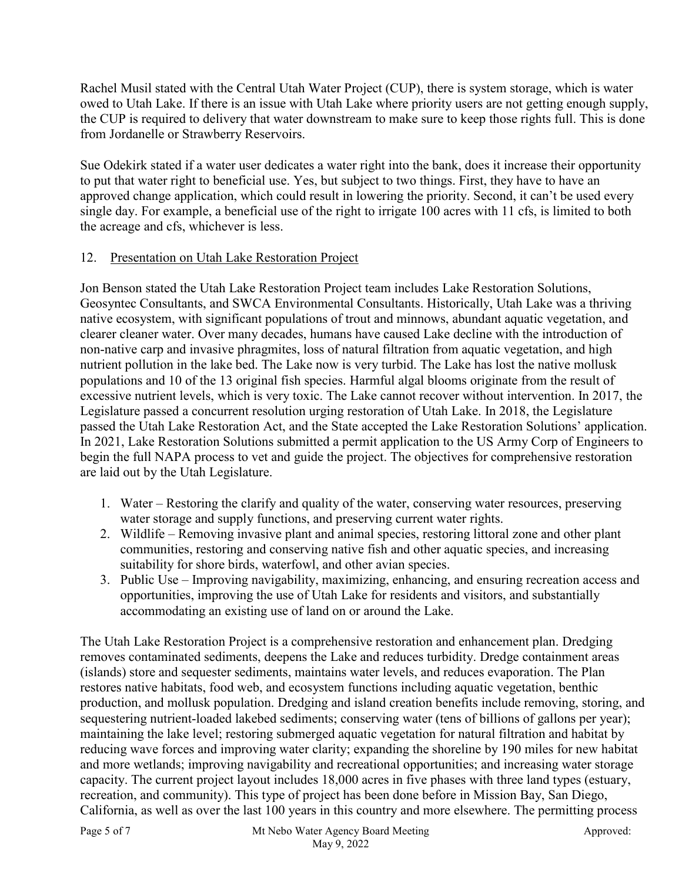Rachel Musil stated with the Central Utah Water Project (CUP), there is system storage, which is water owed to Utah Lake. If there is an issue with Utah Lake where priority users are not getting enough supply, the CUP is required to delivery that water downstream to make sure to keep those rights full. This is done from Jordanelle or Strawberry Reservoirs.

Sue Odekirk stated if a water user dedicates a water right into the bank, does it increase their opportunity to put that water right to beneficial use. Yes, but subject to two things. First, they have to have an approved change application, which could result in lowering the priority. Second, it can't be used every single day. For example, a beneficial use of the right to irrigate 100 acres with 11 cfs, is limited to both the acreage and cfs, whichever is less.

12. <u>Presentation on Utah Lake Restoration Project</u>

Jon Benson stated the Utah Lake Restoration Project team includes Lake Restoration Solutions, Geosyntec Consultants, and SWCA Environmental Consultants. Historically, Utah Lake was a thriving native ecosystem, with significant populations of trout and minnows, abundant aquatic vegetation, and clearer cleaner water. Over many decades, humans have caused Lake decline with the introduction of non-native carp and invasive phragmites, loss of natural filtration from aquatic vegetation, and high nutrient pollution in the lake bed. The Lake now is very turbid. The Lake has lost the native mollusk populations and 10 of the 13 original fish species. Harmful algal blooms originate from the result of excessive nutrient levels, which is very toxic. The Lake cannot recover without intervention. In 2017, the Legislature passed a concurrent resolution urging restoration of Utah Lake. In 2018, the Legislature passed the Utah Lake Restoration Act, and the State accepted the Lake Restoration Solutions' application. In 2021, Lake Restoration Solutions submitted a permit application to the US Army Corp of Engineers to begin the full NAPA process to vet and guide the project. The objectives for comprehensive restoration are laid out by the Utah Legislature.

1. Water – Restoring the clarify and quality of the water, conserving water resources, preserving water storage and supply functions, and preserving current water rights.
2. Wildlife – Removing invasive plant and animal species, restoring littoral zone and other plant communities, restoring and conserving native fish and other aquatic species, and increasing suitability for shore birds, waterfowl, and other avian species.
3. Public Use – Improving navigability, maximizing, enhancing, and ensuring recreation access and opportunities, improving the use of Utah Lake for residents and visitors, and substantially accommodating an existing use of land on or around the Lake.

The Utah Lake Restoration Project is a comprehensive restoration and enhancement plan. Dredging removes contaminated sediments, deepens the Lake and reduces turbidity. Dredge containment areas (islands) store and sequester sediments, maintains water levels, and reduces evaporation. The Plan restores native habitats, food web, and ecosystem functions including aquatic vegetation, benthic production, and mollusk population. Dredging and island creation benefits include removing, storing, and sequestering nutrient-loaded lakebed sediments; conserving water (tens of billions of gallons per year); maintaining the lake level; restoring submerged aquatic vegetation for natural filtration and habitat by reducing wave forces and improving water clarity; expanding the shoreline by 190 miles for new habitat and more wetlands; improving navigability and recreational opportunities; and increasing water storage capacity. The current project layout includes 18,000 acres in five phases with three land types (estuary, recreation, and community). This type of project has been done before in Mission Bay, San Diego, California, as well as over the last 100 years in this country and more elsewhere. The permitting process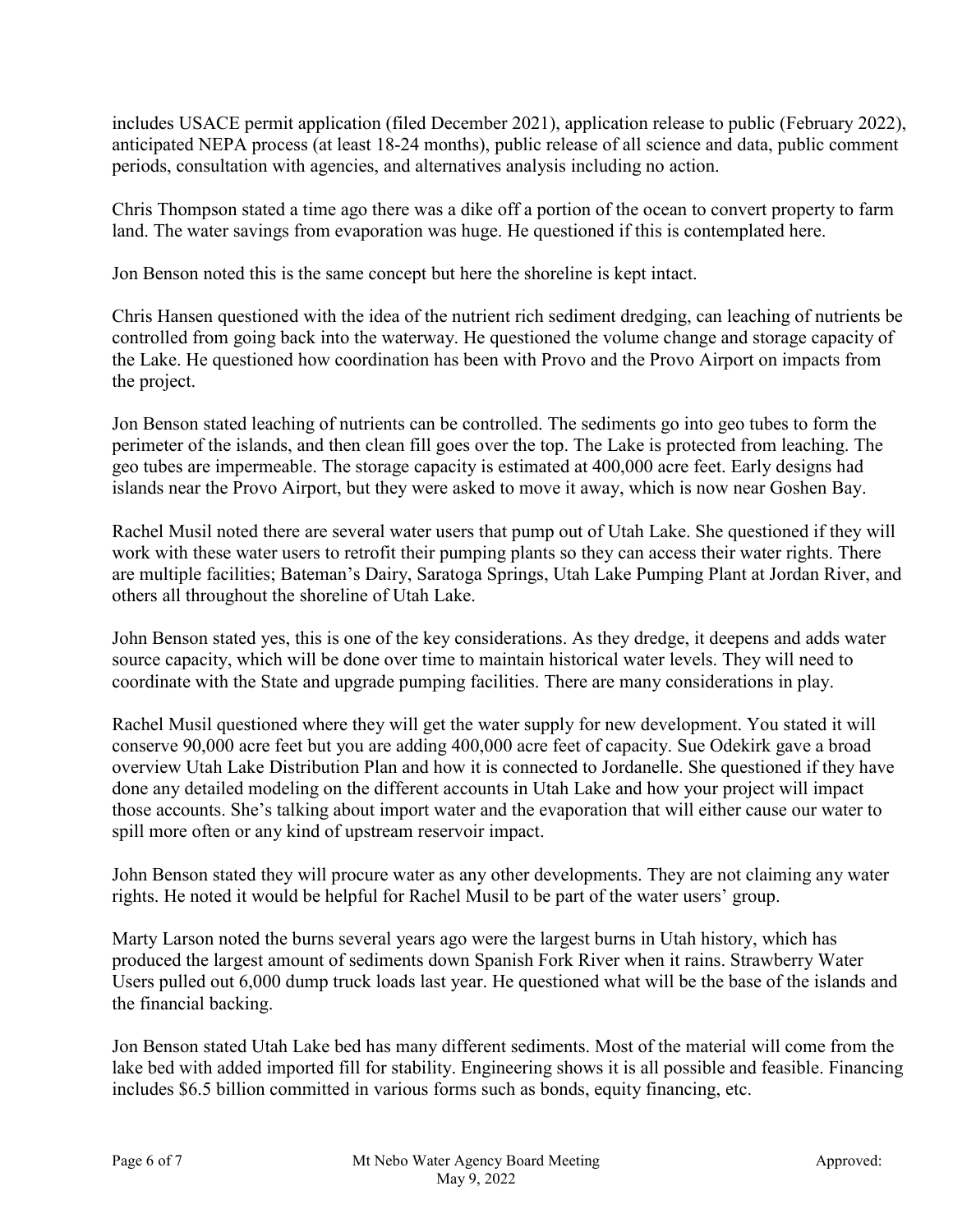includes USACE permit application (filed December 2021), application release to public (February 2022), anticipated NEPA process (at least 18-24 months), public release of all science and data, public comment periods, consultation with agencies, and alternatives analysis including no action.

Chris Thompson stated a time ago there was a dike off a portion of the ocean to convert property to farm land. The water savings from evaporation was huge. He questioned if this is contemplated here.

Jon Benson noted this is the same concept but here the shoreline is kept intact.

Chris Hansen questioned with the idea of the nutrient rich sediment dredging, can leaching of nutrients be controlled from going back into the waterway. He questioned the volume change and storage capacity of the Lake. He questioned how coordination has been with Provo and the Provo Airport on impacts from the project.

Jon Benson stated leaching of nutrients can be controlled. The sediments go into geo tubes to form the perimeter of the islands, and then clean fill goes over the top. The Lake is protected from leaching. The geo tubes are impermeable. The storage capacity is estimated at 400,000 acre feet. Early designs had islands near the Provo Airport, but they were asked to move it away, which is now near Goshen Bay.

Rachel Musil noted there are several water users that pump out of Utah Lake. She questioned if they will work with these water users to retrofit their pumping plants so they can access their water rights. There are multiple facilities; Bateman's Dairy, Saratoga Springs, Utah Lake Pumping Plant at Jordan River, and others all throughout the shoreline of Utah Lake.

John Benson stated yes, this is one of the key considerations. As they dredge, it deepens and adds water source capacity, which will be done over time to maintain historical water levels. They will need to coordinate with the State and upgrade pumping facilities. There are many considerations in play.

Rachel Musil questioned where they will get the water supply for new development. You stated it will conserve 90,000 acre feet but you are adding 400,000 acre feet of capacity. Sue Odekirk gave a broad overview Utah Lake Distribution Plan and how it is connected to Jordanelle. She questioned if they have done any detailed modeling on the different accounts in Utah Lake and how your project will impact those accounts. She's talking about import water and the evaporation that will either cause our water to spill more often or any kind of upstream reservoir impact.

John Benson stated they will procure water as any other developments. They are not claiming any water rights. He noted it would be helpful for Rachel Musil to be part of the water users' group.

Marty Larson noted the burns several years ago were the largest burns in Utah history, which has produced the largest amount of sediments down Spanish Fork River when it rains. Strawberry Water Users pulled out 6,000 dump truck loads last year. He questioned what will be the base of the islands and the financial backing.

Jon Benson stated Utah Lake bed has many different sediments. Most of the material will come from the lake bed with added imported fill for stability. Engineering shows it is all possible and feasible. Financing includes $6.5 billion committed in various forms such as bonds, equity financing, etc.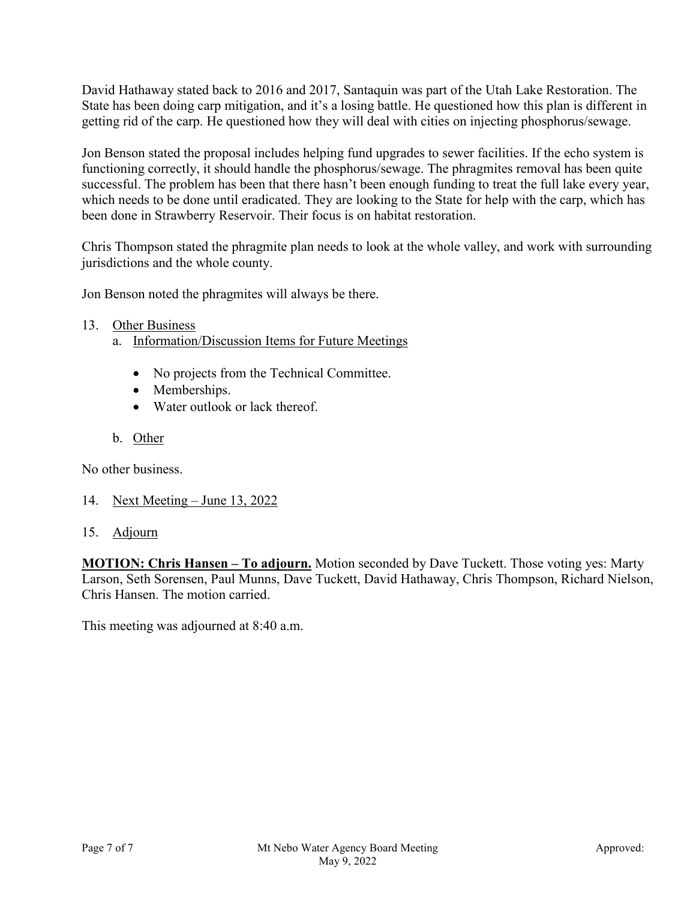David Hathaway stated back to 2016 and 2017, Santaquin was part of the Utah Lake Restoration. The State has been doing carp mitigation, and it's a losing battle. He questioned how this plan is different in getting rid of the carp. He questioned how they will deal with cities on injecting phosphorus/sewage.

Jon Benson stated the proposal includes helping fund upgrades to sewer facilities. If the echo system is functioning correctly, it should handle the phosphorus/sewage. The phragmites removal has been quite successful. The problem has been that there hasn't been enough funding to treat the full lake every year, which needs to be done until eradicated. They are looking to the State for help with the carp, which has been done in Strawberry Reservoir. Their focus is on habitat restoration.

Chris Thompson stated the phragmite plan needs to look at the whole valley, and work with surrounding jurisdictions and the whole county.

Jon Benson noted the phragmites will always be there.

13. Other Business
    a. Information/Discussion Items for Future Meetings

        - No projects from the Technical Committee.
        - Memberships.
        - Water outlook or lack thereof.

    b. Other

No other business.

14. Next Meeting – June 13, 2022

15. Adjourn

**MOTION: Chris Hansen – To adjourn.** Motion seconded by Dave Tuckett. Those voting yes: Marty Larson, Seth Sorensen, Paul Munns, Dave Tuckett, David Hathaway, Chris Thompson, Richard Nielson, Chris Hansen. The motion carried.

This meeting was adjourned at 8:40 a.m.

Mt Nebo Water Agency Board Meeting
May 9, 2022

Approved: